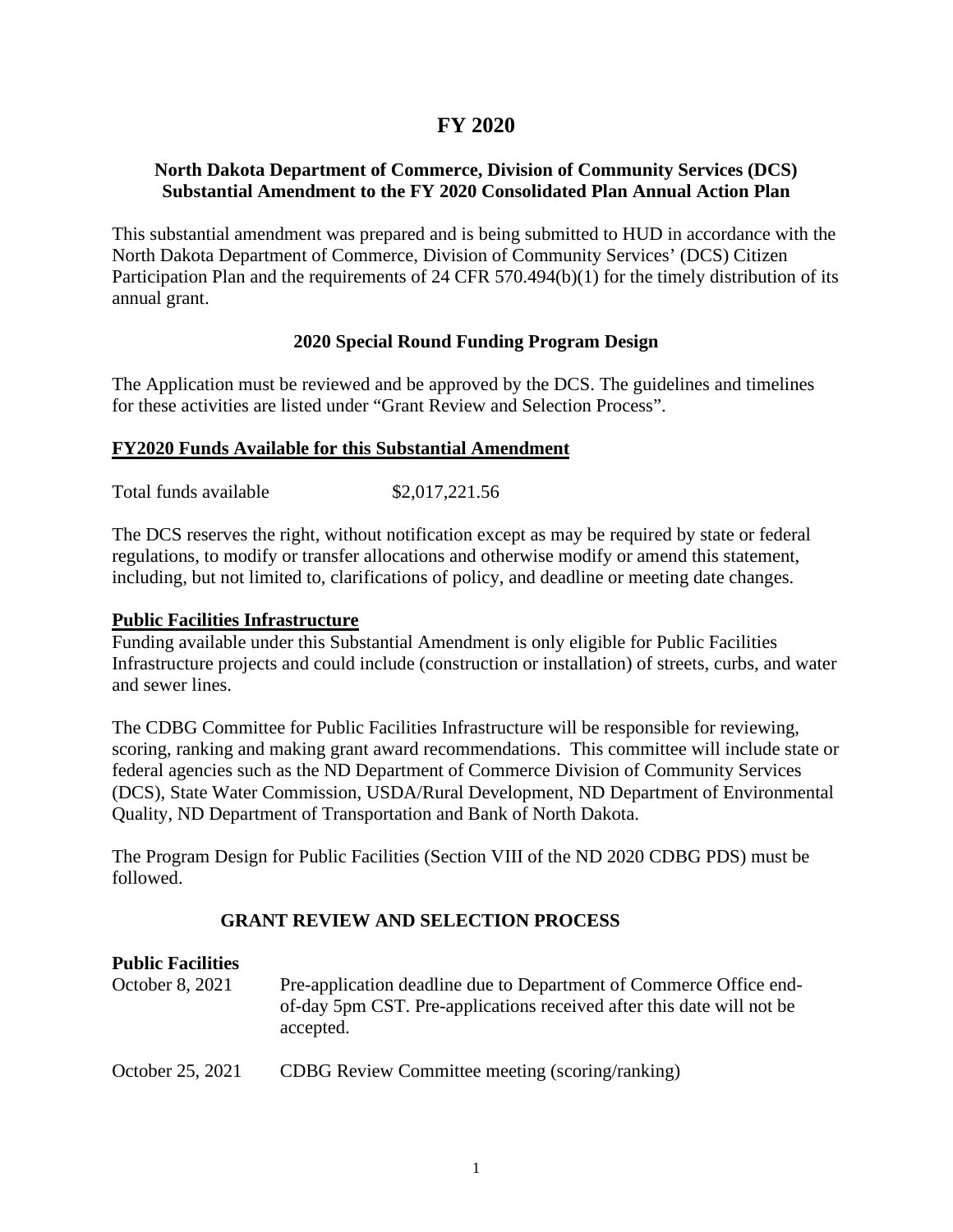# FY 2020

## North Dakota Department of Commerce, Division of Community Services (DCS) Substantial Amendment to the FY 2020 Consolidated Plan Annual Action Plan

This substantial amendment was prepared and is being submitted to HUD in accordance with the North Dakota Department of Commerce, Division of Community Services' (DCS) Citizen Participation Plan and the requirements of 24 CFR 570.494(b)(1) for the timely distribution of its annual grant.

### 2020 Special Round Funding Program Design

The Application must be reviewed and be approved by the DCS. The guidelines and timelines for these activities are listed under "Grant Review and Selection Process".

### FY2020 Funds Available for this Substantial Amendment

Total funds available $2,017,221.56

The DCS reserves the right, without notification except as may be required by state or federal regulations, to modify or transfer allocations and otherwise modify or amend this statement, including, but not limited to, clarifications of policy, and deadline or meeting date changes.

### Public Facilities Infrastructure

Funding available under this Substantial Amendment is only eligible for Public Facilities Infrastructure projects and could include (construction or installation) of streets, curbs, and water and sewer lines.

The CDBG Committee for Public Facilities Infrastructure will be responsible for reviewing, scoring, ranking and making grant award recommendations. This committee will include state or federal agencies such as the ND Department of Commerce Division of Community Services (DCS), State Water Commission, USDA/Rural Development, ND Department of Environmental Quality, ND Department of Transportation and Bank of North Dakota.

The Program Design for Public Facilities (Section VIII of the ND 2020 CDBG PDS) must be followed.

### GRANT REVIEW AND SELECTION PROCESS

**Public Facilities**

| | |
|---|---|
| October 8, 2021 | Pre-application deadline due to Department of Commerce Office end-of-day 5pm CST. Pre-applications received after this date will not be accepted. |
| October 25, 2021 | CDBG Review Committee meeting (scoring/ranking) |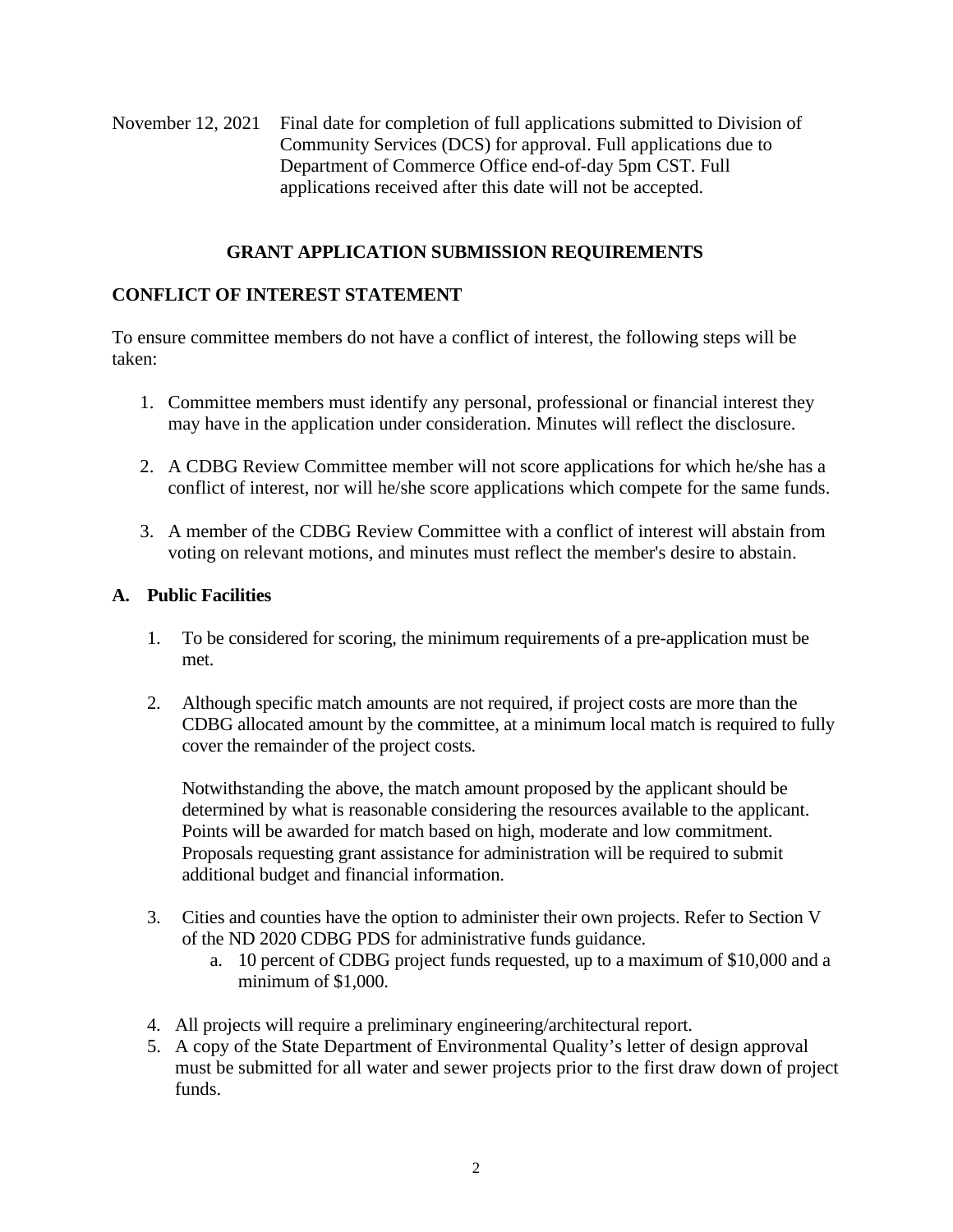November 12, 2021 Final date for completion of full applications submitted to Division of Community Services (DCS) for approval. Full applications due to Department of Commerce Office end-of-day 5pm CST. Full applications received after this date will not be accepted.

## GRANT APPLICATION SUBMISSION REQUIREMENTS

### CONFLICT OF INTEREST STATEMENT

To ensure committee members do not have a conflict of interest, the following steps will be taken:

1. Committee members must identify any personal, professional or financial interest they may have in the application under consideration. Minutes will reflect the disclosure.

2. A CDBG Review Committee member will not score applications for which he/she has a conflict of interest, nor will he/she score applications which compete for the same funds.

3. A member of the CDBG Review Committee with a conflict of interest will abstain from voting on relevant motions, and minutes must reflect the member's desire to abstain.

### A. Public Facilities

1. To be considered for scoring, the minimum requirements of a pre-application must be met.

2. Although specific match amounts are not required, if project costs are more than the CDBG allocated amount by the committee, at a minimum local match is required to fully cover the remainder of the project costs.

   Notwithstanding the above, the match amount proposed by the applicant should be determined by what is reasonable considering the resources available to the applicant. Points will be awarded for match based on high, moderate and low commitment. Proposals requesting grant assistance for administration will be required to submit additional budget and financial information.

3. Cities and counties have the option to administer their own projects. Refer to Section V of the ND 2020 CDBG PDS for administrative funds guidance.
   a. 10 percent of CDBG project funds requested, up to a maximum of $10,000 and a minimum of $1,000.

4. All projects will require a preliminary engineering/architectural report.
5. A copy of the State Department of Environmental Quality's letter of design approval must be submitted for all water and sewer projects prior to the first draw down of project funds.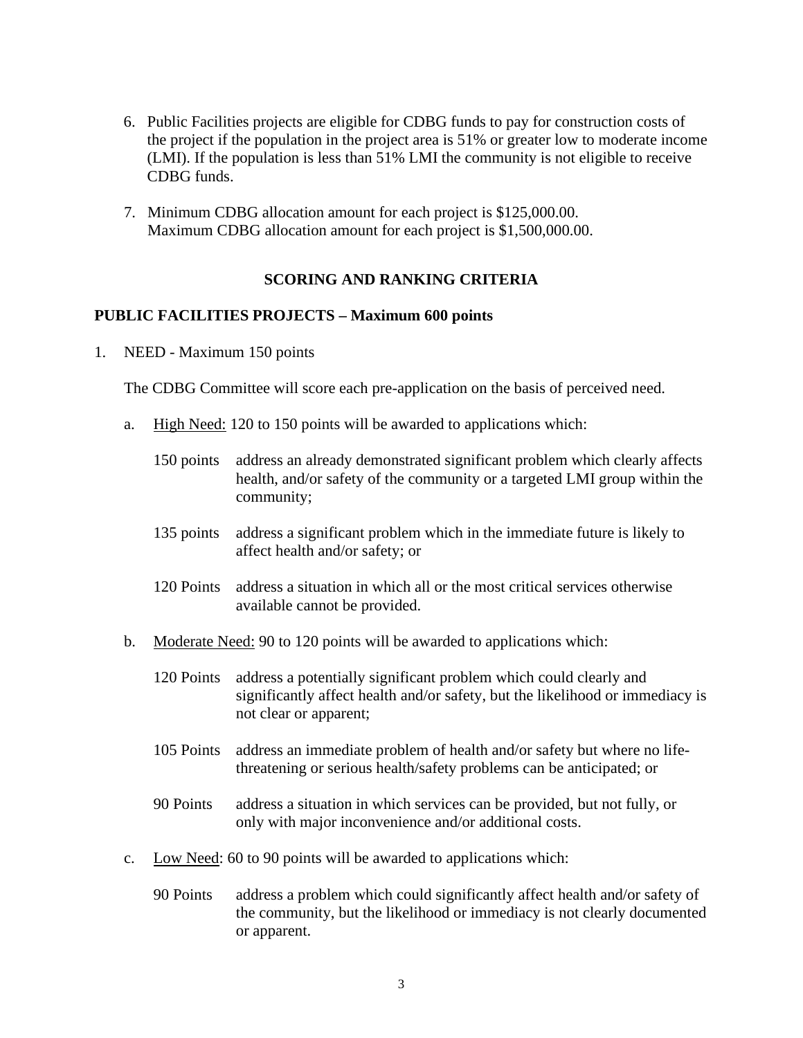6. Public Facilities projects are eligible for CDBG funds to pay for construction costs of the project if the population in the project area is 51% or greater low to moderate income (LMI). If the population is less than 51% LMI the community is not eligible to receive CDBG funds.

7. Minimum CDBG allocation amount for each project is $125,000.00.
   Maximum CDBG allocation amount for each project is $1,500,000.00.

## SCORING AND RANKING CRITERIA

### PUBLIC FACILITIES PROJECTS – Maximum 600 points

1. NEED - Maximum 150 points

   The CDBG Committee will score each pre-application on the basis of perceived need.

   a. High Need: 120 to 150 points will be awarded to applications which:

      150 points – address an already demonstrated significant problem which clearly affects health, and/or safety of the community or a targeted LMI group within the community;

      135 points – address a significant problem which in the immediate future is likely to affect health and/or safety; or

      120 Points – address a situation in which all or the most critical services otherwise available cannot be provided.

   b. Moderate Need: 90 to 120 points will be awarded to applications which:

      120 Points – address a potentially significant problem which could clearly and significantly affect health and/or safety, but the likelihood or immediacy is not clear or apparent;

      105 Points – address an immediate problem of health and/or safety but where no life-threatening or serious health/safety problems can be anticipated; or

      90 Points – address a situation in which services can be provided, but not fully, or only with major inconvenience and/or additional costs.

   c. Low Need: 60 to 90 points will be awarded to applications which:

      90 Points – address a problem which could significantly affect health and/or safety of the community, but the likelihood or immediacy is not clearly documented or apparent.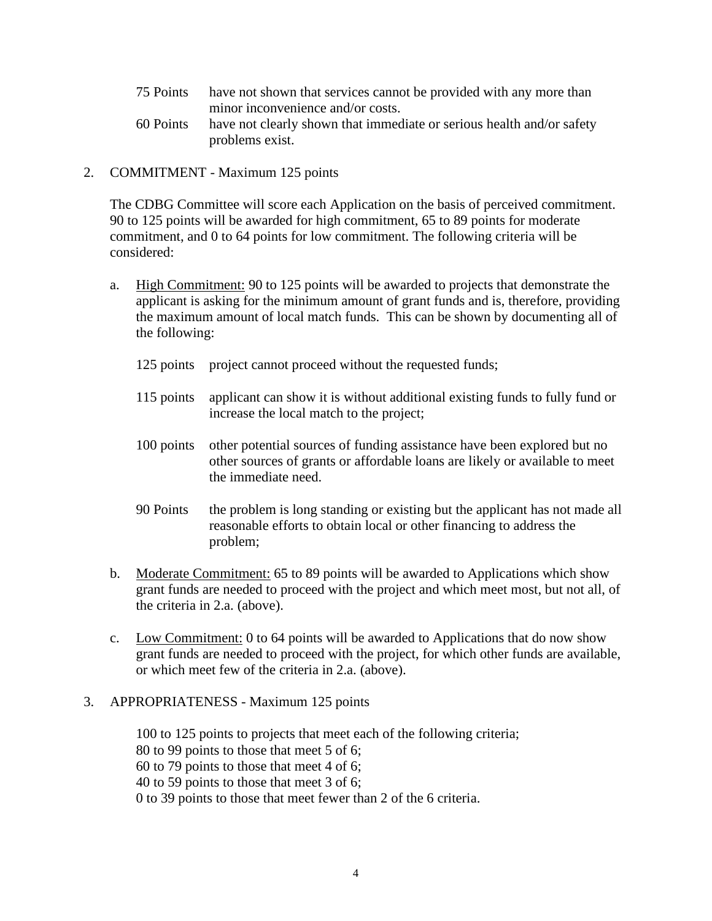75 Points have not shown that services cannot be provided with any more than minor inconvenience and/or costs.

60 Points have not clearly shown that immediate or serious health and/or safety problems exist.

2. COMMITMENT - Maximum 125 points

   The CDBG Committee will score each Application on the basis of perceived commitment. 90 to 125 points will be awarded for high commitment, 65 to 89 points for moderate commitment, and 0 to 64 points for low commitment. The following criteria will be considered:

   a. High Commitment: 90 to 125 points will be awarded to projects that demonstrate the applicant is asking for the minimum amount of grant funds and is, therefore, providing the maximum amount of local match funds. This can be shown by documenting all of the following:

      125 points project cannot proceed without the requested funds;

      115 points applicant can show it is without additional existing funds to fully fund or increase the local match to the project;

      100 points other potential sources of funding assistance have been explored but no other sources of grants or affordable loans are likely or available to meet the immediate need.

      90 Points the problem is long standing or existing but the applicant has not made all reasonable efforts to obtain local or other financing to address the problem;

   b. Moderate Commitment: 65 to 89 points will be awarded to Applications which show grant funds are needed to proceed with the project and which meet most, but not all, of the criteria in 2.a. (above).

   c. Low Commitment: 0 to 64 points will be awarded to Applications that do now show grant funds are needed to proceed with the project, for which other funds are available, or which meet few of the criteria in 2.a. (above).

3. APPROPRIATENESS - Maximum 125 points

   100 to 125 points to projects that meet each of the following criteria;
   80 to 99 points to those that meet 5 of 6;
   60 to 79 points to those that meet 4 of 6;
   40 to 59 points to those that meet 3 of 6;
   0 to 39 points to those that meet fewer than 2 of the 6 criteria.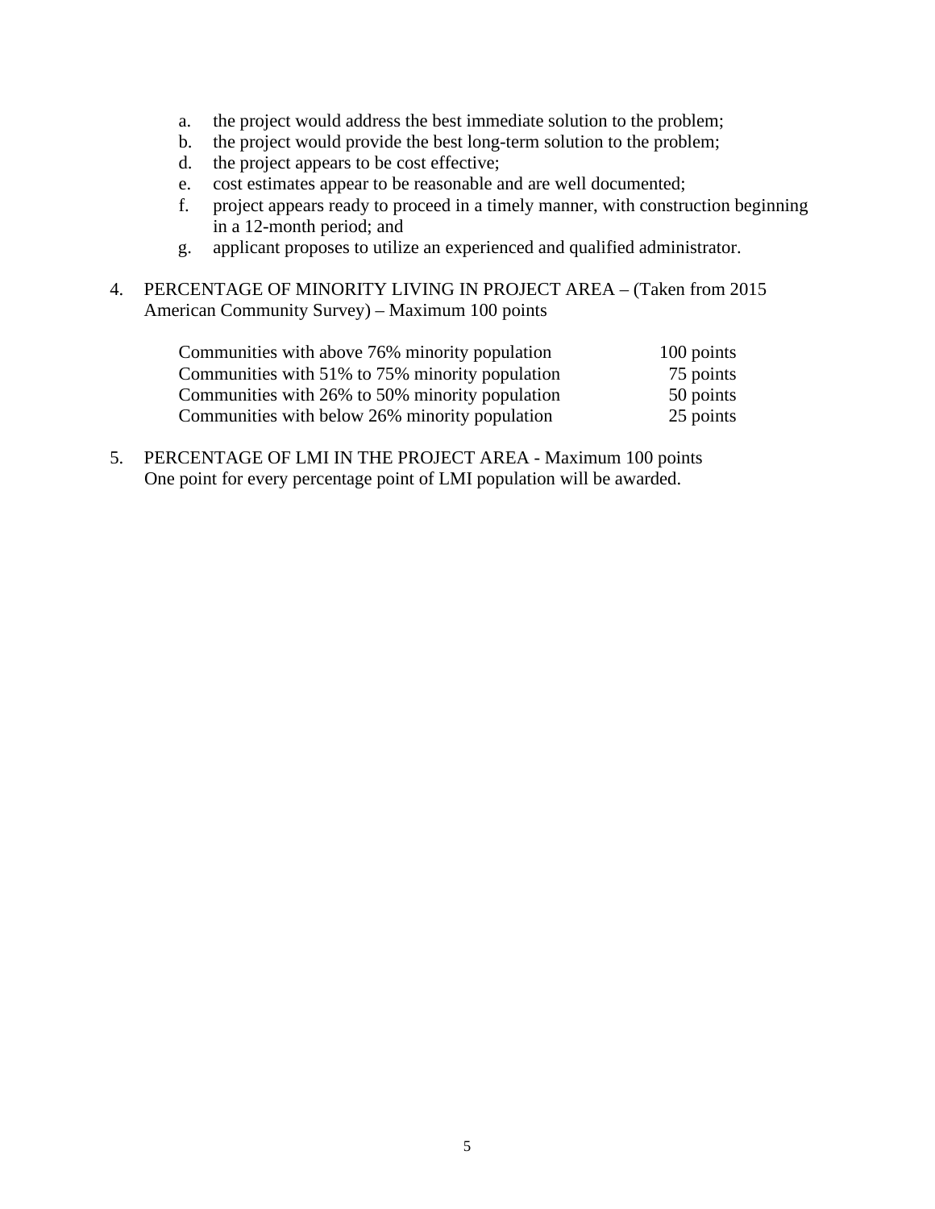a. the project would address the best immediate solution to the problem;
b. the project would provide the best long-term solution to the problem;
d. the project appears to be cost effective;
e. cost estimates appear to be reasonable and are well documented;
f. project appears ready to proceed in a timely manner, with construction beginning in a 12-month period; and
g. applicant proposes to utilize an experienced and qualified administrator.

4. PERCENTAGE OF MINORITY LIVING IN PROJECT AREA – (Taken from 2015 American Community Survey) – Maximum 100 points

| | |
|---|---|
| Communities with above 76% minority population | 100 points |
| Communities with 51% to 75% minority population | 75 points |
| Communities with 26% to 50% minority population | 50 points |
| Communities with below 26% minority population | 25 points |

5. PERCENTAGE OF LMI IN THE PROJECT AREA - Maximum 100 points
   One point for every percentage point of LMI population will be awarded.